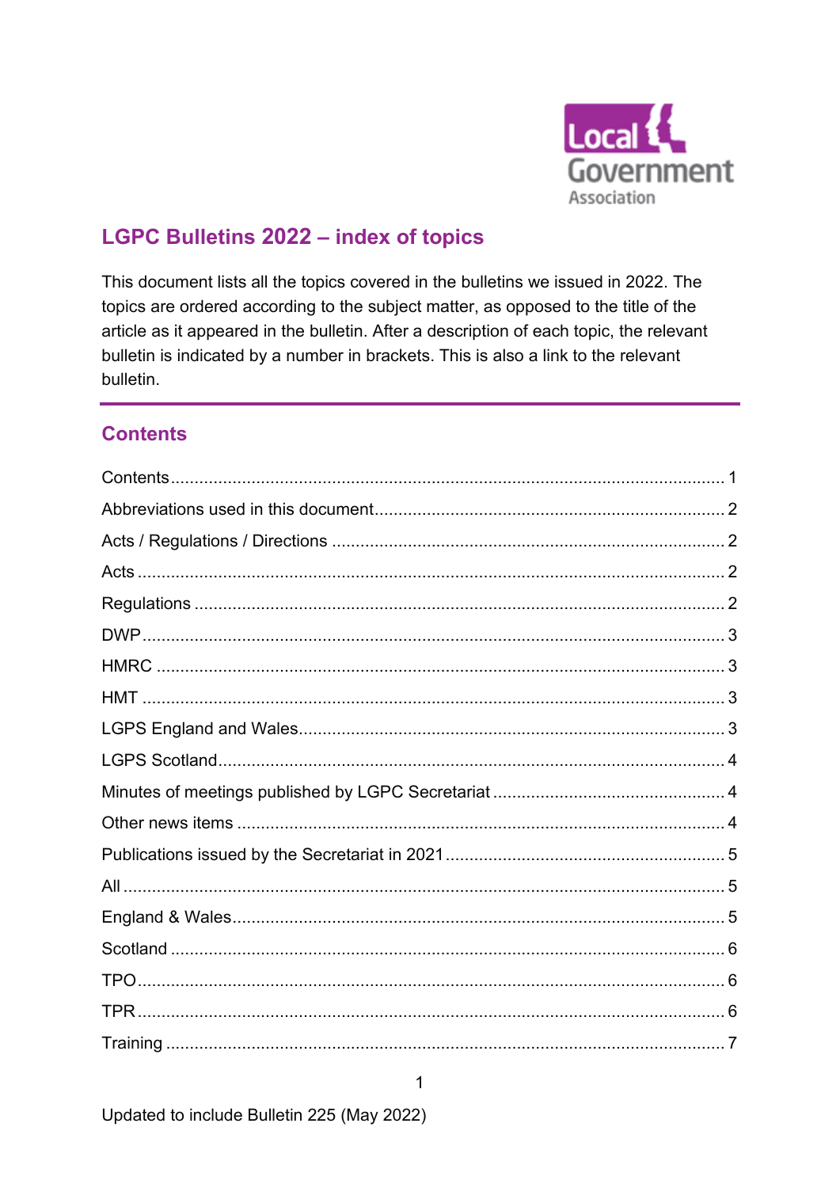# LGPC Bulletins 2022 – index of topics

This document lists all the topics covered in the bulletins we issued in 2022. The topics are ordered according to the subject matter, as opposed to the title of the article as it appeared in the bulletin. After a description of each topic, the relevant bulletin is indicated by a number in brackets. This is also a link to the relevant bulletin.

## Contents

Contents ........................................................................................................ 1

Abbreviations used in this document ............................................................ 2

Acts / Regulations / Directions ..................................................................... 2

Acts ................................................................................................................ 2

Regulations .................................................................................................... 2

DWP ............................................................................................................... 3

HMRC ............................................................................................................. 3

HMT ................................................................................................................ 3

LGPS England and Wales .............................................................................. 3

LGPS Scotland ............................................................................................... 4

Minutes of meetings published by LGPC Secretariat .................................... 4

Other news items ........................................................................................... 4

Publications issued by the Secretariat in 2021 ............................................. 5

All ................................................................................................................... 5

England & Wales ............................................................................................ 5

Scotland ......................................................................................................... 6

TPO ................................................................................................................ 6

TPR ................................................................................................................ 6

Training .......................................................................................................... 7

Updated to include Bulletin 225 (May 2022)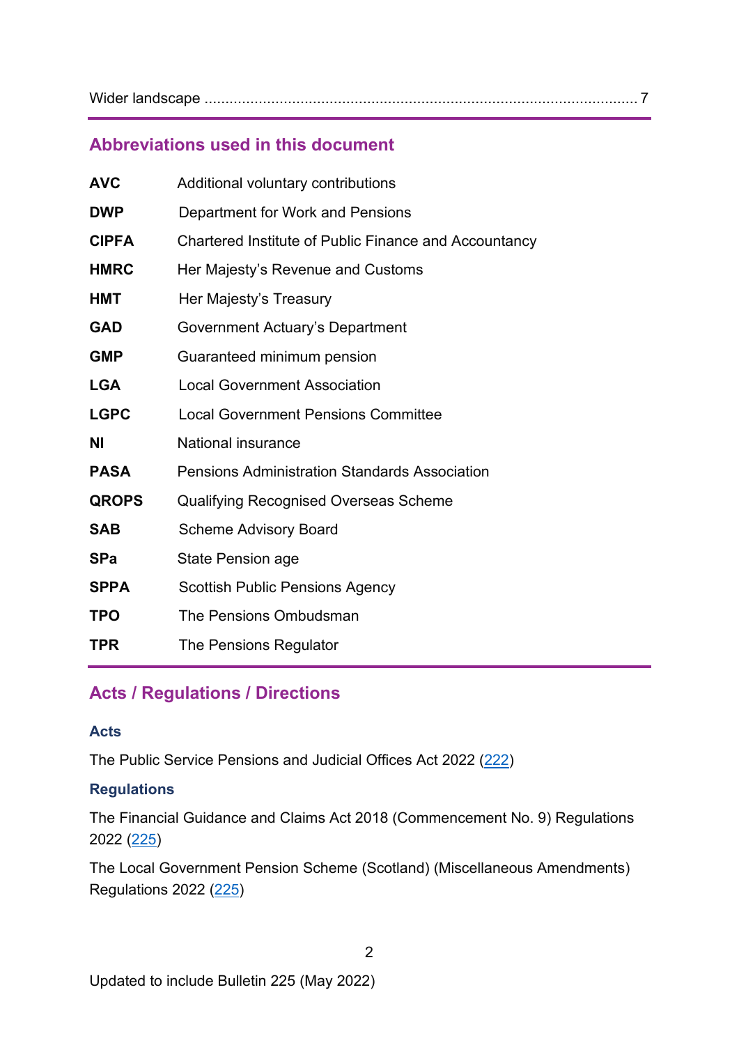Wider landscape ........................................................................................................ 7

## Abbreviations used in this document

| | |
|---|---|
| **AVC** | Additional voluntary contributions |
| **DWP** | Department for Work and Pensions |
| **CIPFA** | Chartered Institute of Public Finance and Accountancy |
| **HMRC** | Her Majesty's Revenue and Customs |
| **HMT** | Her Majesty's Treasury |
| **GAD** | Government Actuary's Department |
| **GMP** | Guaranteed minimum pension |
| **LGA** | Local Government Association |
| **LGPC** | Local Government Pensions Committee |
| **NI** | National insurance |
| **PASA** | Pensions Administration Standards Association |
| **QROPS** | Qualifying Recognised Overseas Scheme |
| **SAB** | Scheme Advisory Board |
| **SPa** | State Pension age |
| **SPPA** | Scottish Public Pensions Agency |
| **TPO** | The Pensions Ombudsman |
| **TPR** | The Pensions Regulator |

## Acts / Regulations / Directions

### Acts

The Public Service Pensions and Judicial Offices Act 2022 (222)

### Regulations

The Financial Guidance and Claims Act 2018 (Commencement No. 9) Regulations 2022 (225)

The Local Government Pension Scheme (Scotland) (Miscellaneous Amendments) Regulations 2022 (225)

Updated to include Bulletin 225 (May 2022)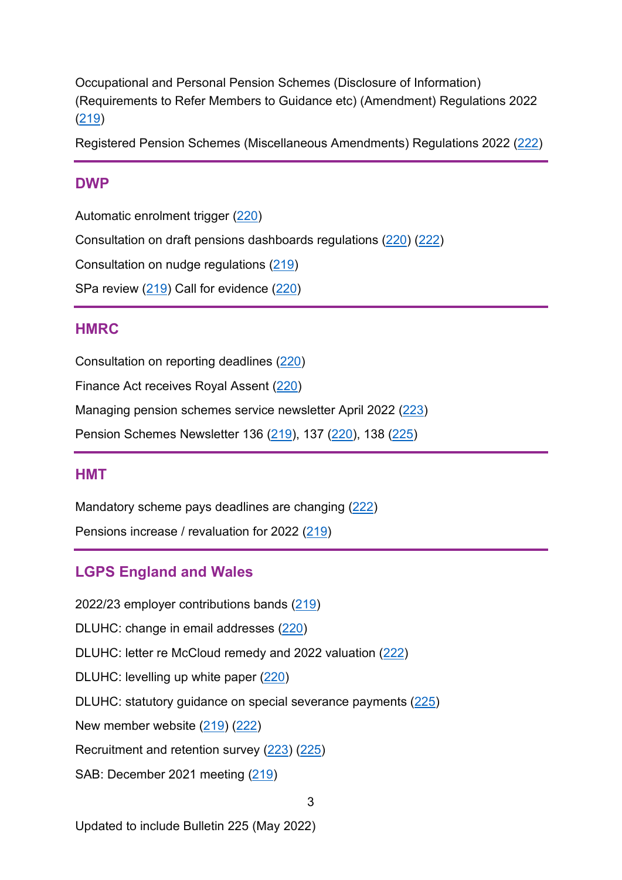Occupational and Personal Pension Schemes (Disclosure of Information) (Requirements to Refer Members to Guidance etc) (Amendment) Regulations 2022 (219)

Registered Pension Schemes (Miscellaneous Amendments) Regulations 2022 (222)

## DWP

Automatic enrolment trigger (220)

Consultation on draft pensions dashboards regulations (220) (222)

Consultation on nudge regulations (219)

SPa review (219) Call for evidence (220)

## HMRC

Consultation on reporting deadlines (220)

Finance Act receives Royal Assent (220)

Managing pension schemes service newsletter April 2022 (223)

Pension Schemes Newsletter 136 (219), 137 (220), 138 (225)

## HMT

Mandatory scheme pays deadlines are changing (222)

Pensions increase / revaluation for 2022 (219)

## LGPS England and Wales

2022/23 employer contributions bands (219)

DLUHC: change in email addresses (220)

DLUHC: letter re McCloud remedy and 2022 valuation (222)

DLUHC: levelling up white paper (220)

DLUHC: statutory guidance on special severance payments (225)

New member website (219) (222)

Recruitment and retention survey (223) (225)

SAB: December 2021 meeting (219)

Updated to include Bulletin 225 (May 2022)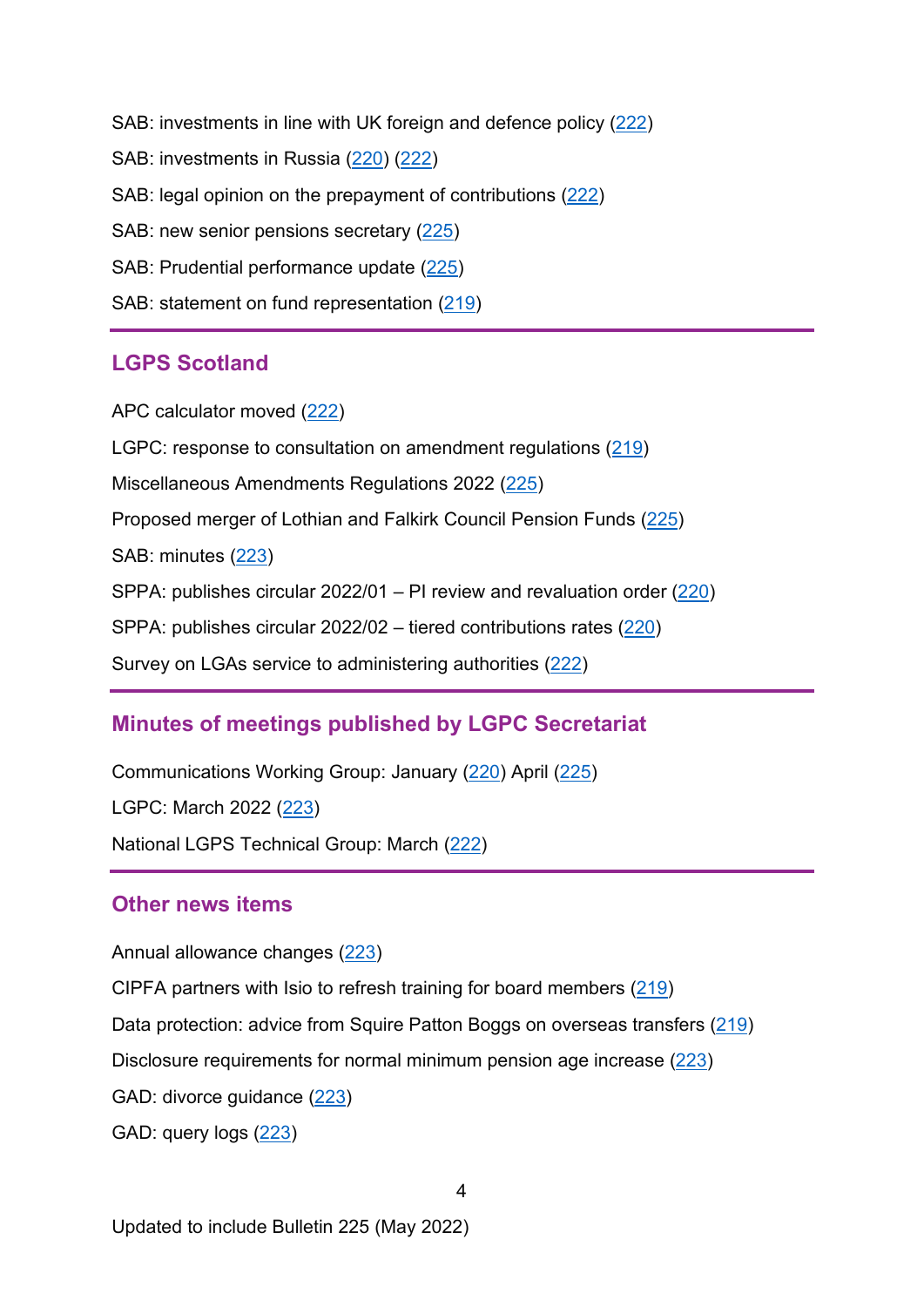SAB: investments in line with UK foreign and defence policy (222)

SAB: investments in Russia (220) (222)

SAB: legal opinion on the prepayment of contributions (222)

SAB: new senior pensions secretary (225)

SAB: Prudential performance update (225)

SAB: statement on fund representation (219)

---

## LGPS Scotland

APC calculator moved (222)

LGPC: response to consultation on amendment regulations (219)

Miscellaneous Amendments Regulations 2022 (225)

Proposed merger of Lothian and Falkirk Council Pension Funds (225)

SAB: minutes (223)

SPPA: publishes circular 2022/01 – PI review and revaluation order (220)

SPPA: publishes circular 2022/02 – tiered contributions rates (220)

Survey on LGAs service to administering authorities (222)

---

## Minutes of meetings published by LGPC Secretariat

Communications Working Group: January (220) April (225)

LGPC: March 2022 (223)

National LGPS Technical Group: March (222)

---

## Other news items

Annual allowance changes (223)

CIPFA partners with Isio to refresh training for board members (219)

Data protection: advice from Squire Patton Boggs on overseas transfers (219)

Disclosure requirements for normal minimum pension age increase (223)

GAD: divorce guidance (223)

GAD: query logs (223)

Updated to include Bulletin 225 (May 2022)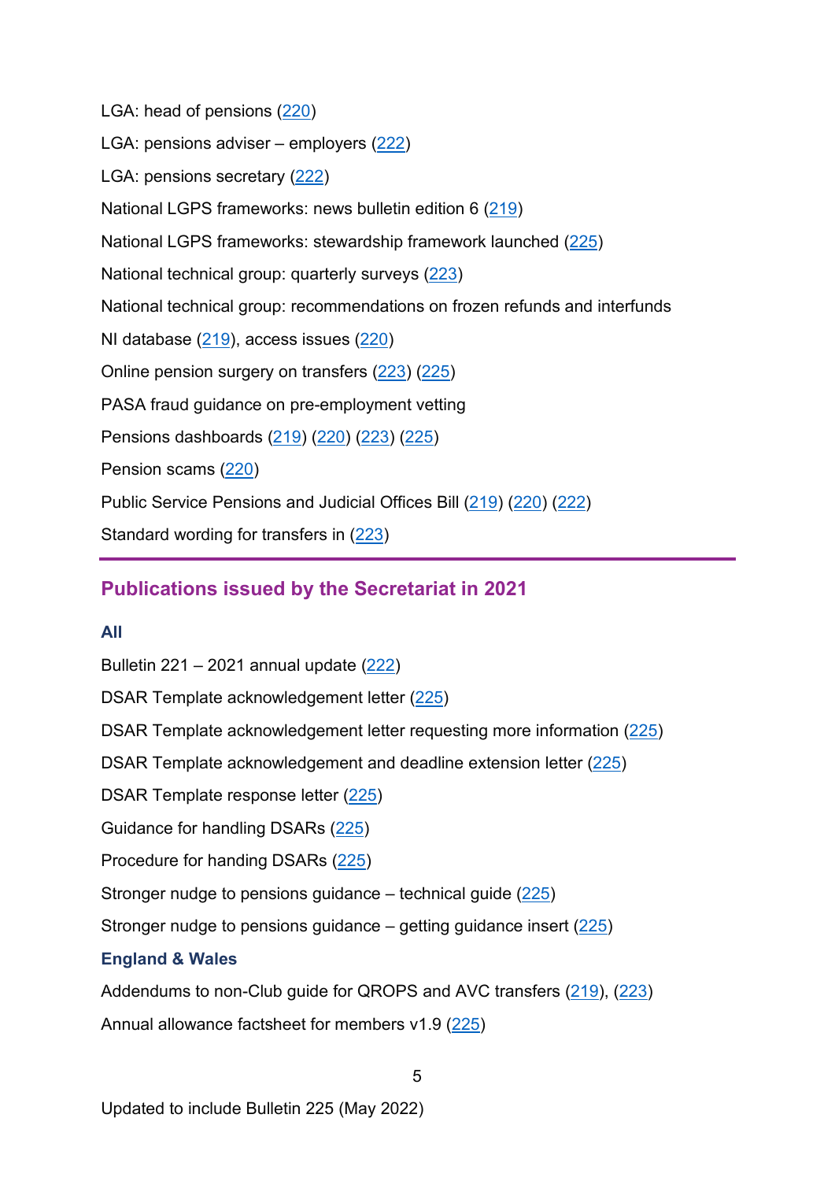LGA: head of pensions (220)

LGA: pensions adviser – employers (222)

LGA: pensions secretary (222)

National LGPS frameworks: news bulletin edition 6 (219)

National LGPS frameworks: stewardship framework launched (225)

National technical group: quarterly surveys (223)

National technical group: recommendations on frozen refunds and interfunds

NI database (219), access issues (220)

Online pension surgery on transfers (223) (225)

PASA fraud guidance on pre-employment vetting

Pensions dashboards (219) (220) (223) (225)

Pension scams (220)

Public Service Pensions and Judicial Offices Bill (219) (220) (222)

Standard wording for transfers in (223)

## Publications issued by the Secretariat in 2021

### All

Bulletin 221 – 2021 annual update (222)

DSAR Template acknowledgement letter (225)

DSAR Template acknowledgement letter requesting more information (225)

DSAR Template acknowledgement and deadline extension letter (225)

DSAR Template response letter (225)

Guidance for handling DSARs (225)

Procedure for handing DSARs (225)

Stronger nudge to pensions guidance – technical guide (225)

Stronger nudge to pensions guidance – getting guidance insert (225)

### England & Wales

Addendums to non-Club guide for QROPS and AVC transfers (219), (223)

Annual allowance factsheet for members v1.9 (225)

Updated to include Bulletin 225 (May 2022)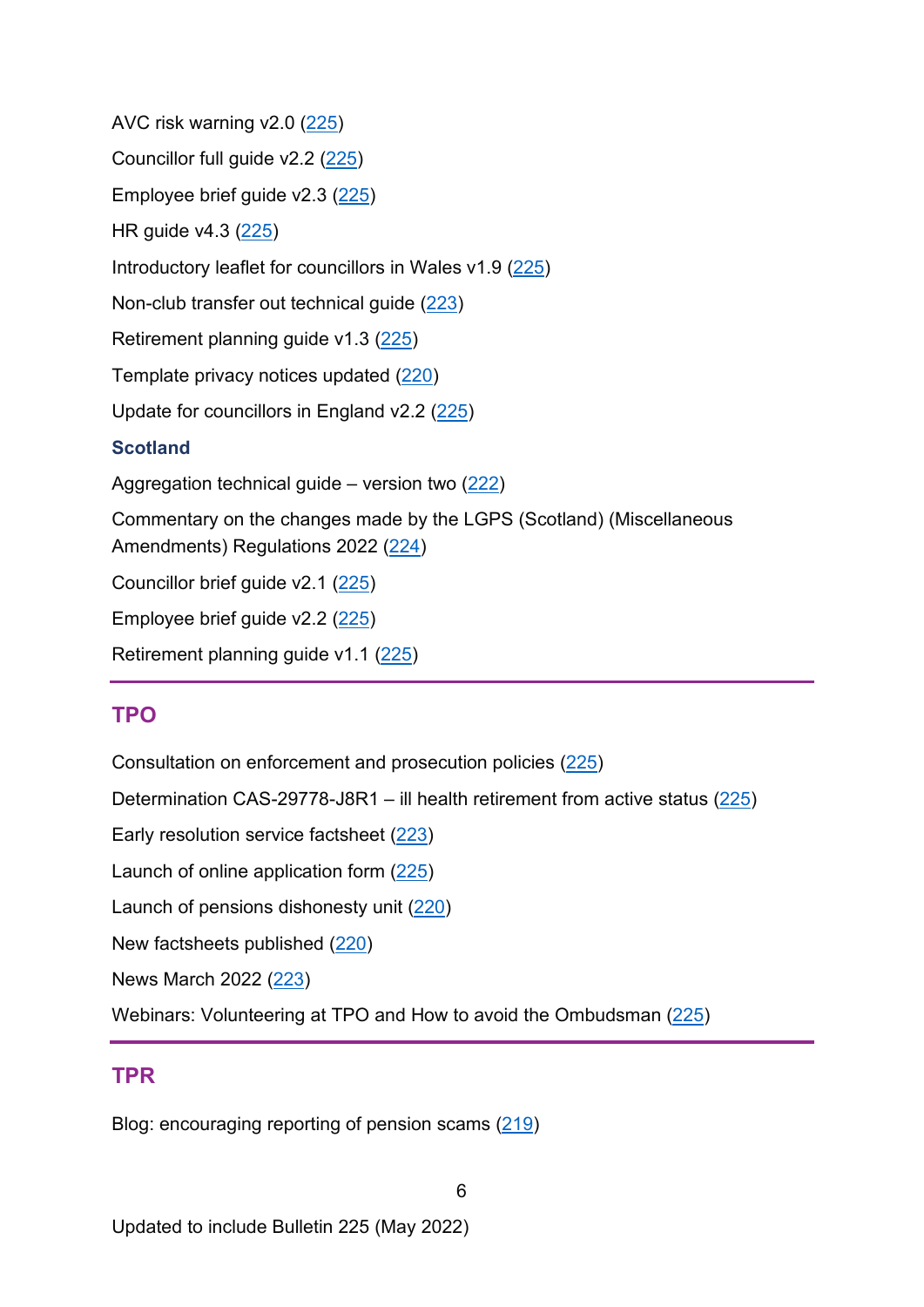AVC risk warning v2.0 (225)

Councillor full guide v2.2 (225)

Employee brief guide v2.3 (225)

HR guide v4.3 (225)

Introductory leaflet for councillors in Wales v1.9 (225)

Non-club transfer out technical guide (223)

Retirement planning guide v1.3 (225)

Template privacy notices updated (220)

Update for councillors in England v2.2 (225)

### Scotland

Aggregation technical guide – version two (222)

Commentary on the changes made by the LGPS (Scotland) (Miscellaneous Amendments) Regulations 2022 (224)

Councillor brief guide v2.1 (225)

Employee brief guide v2.2 (225)

Retirement planning guide v1.1 (225)

## TPO

Consultation on enforcement and prosecution policies (225)

Determination CAS-29778-J8R1 – ill health retirement from active status (225)

Early resolution service factsheet (223)

Launch of online application form (225)

Launch of pensions dishonesty unit (220)

New factsheets published (220)

News March 2022 (223)

Webinars: Volunteering at TPO and How to avoid the Ombudsman (225)

## TPR

Blog: encouraging reporting of pension scams (219)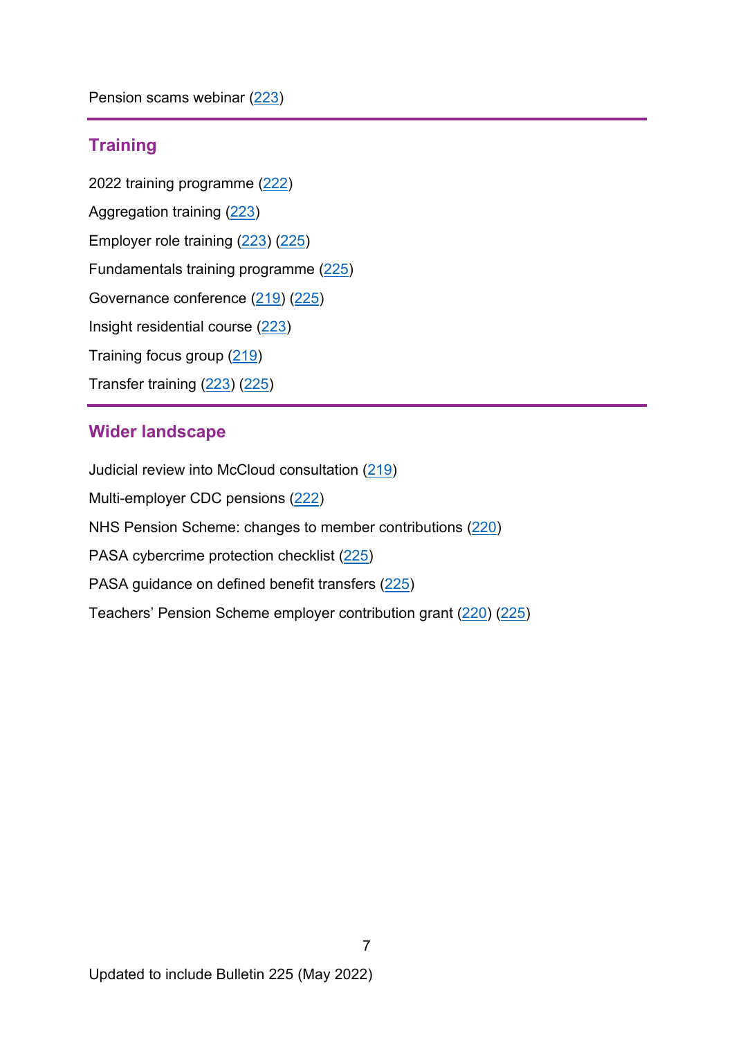Pension scams webinar (223)

## Training

2022 training programme (222)

Aggregation training (223)

Employer role training (223) (225)

Fundamentals training programme (225)

Governance conference (219) (225)

Insight residential course (223)

Training focus group (219)

Transfer training (223) (225)

## Wider landscape

Judicial review into McCloud consultation (219)

Multi-employer CDC pensions (222)

NHS Pension Scheme: changes to member contributions (220)

PASA cybercrime protection checklist (225)

PASA guidance on defined benefit transfers (225)

Teachers' Pension Scheme employer contribution grant (220) (225)